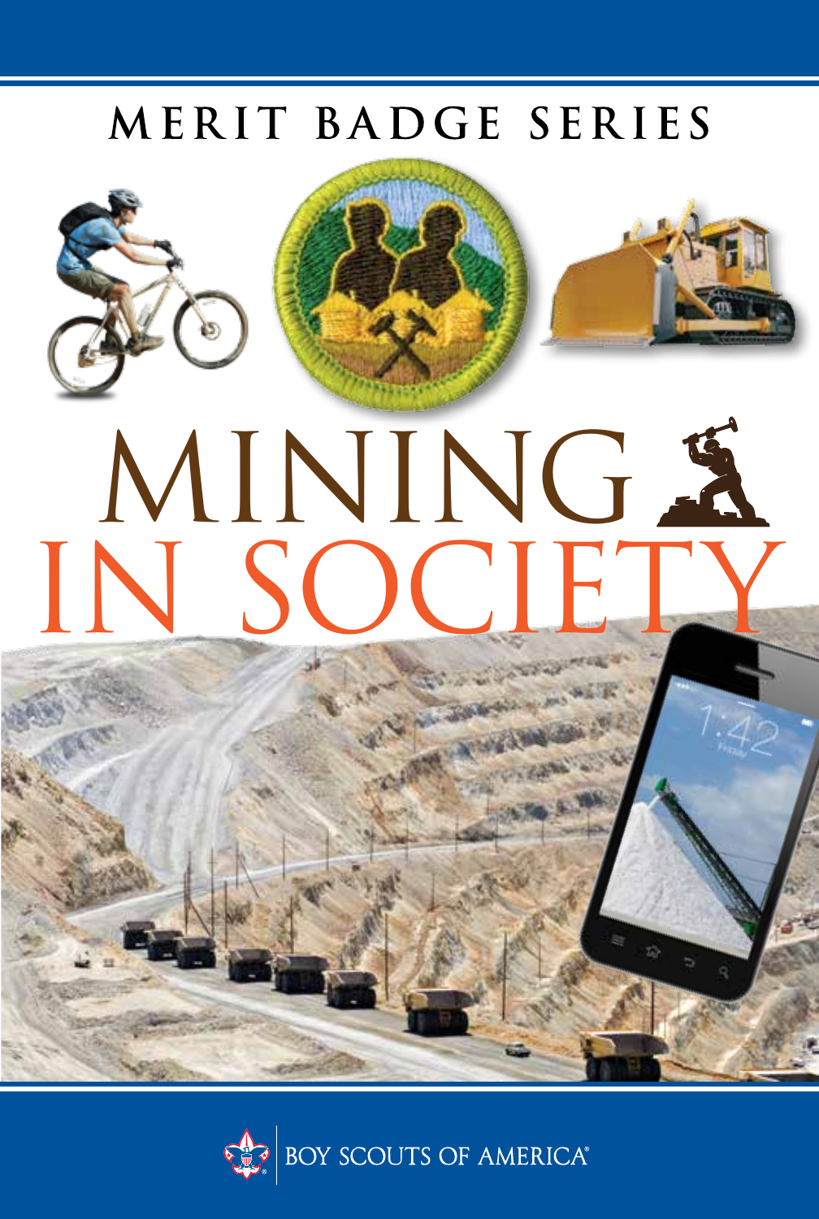MERIT BADGE SERIES

# MINING IN SOCIETY

BOY SCOUTS OF AMERICA®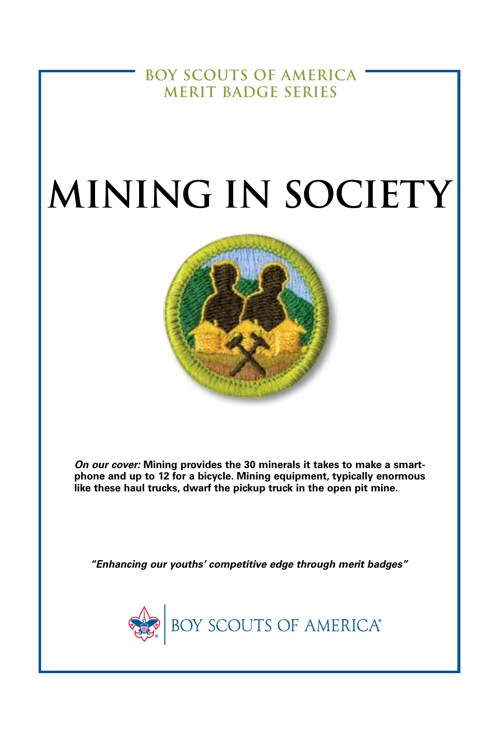BOY SCOUTS OF AMERICA
MERIT BADGE SERIES

# MINING IN SOCIETY

***On our cover:*** **Mining provides the 30 minerals it takes to make a smart-phone and up to 12 for a bicycle. Mining equipment, typically enormous like these haul trucks, dwarf the pickup truck in the open pit mine.**

***"Enhancing our youths' competitive edge through merit badges"***

BOY SCOUTS OF AMERICA®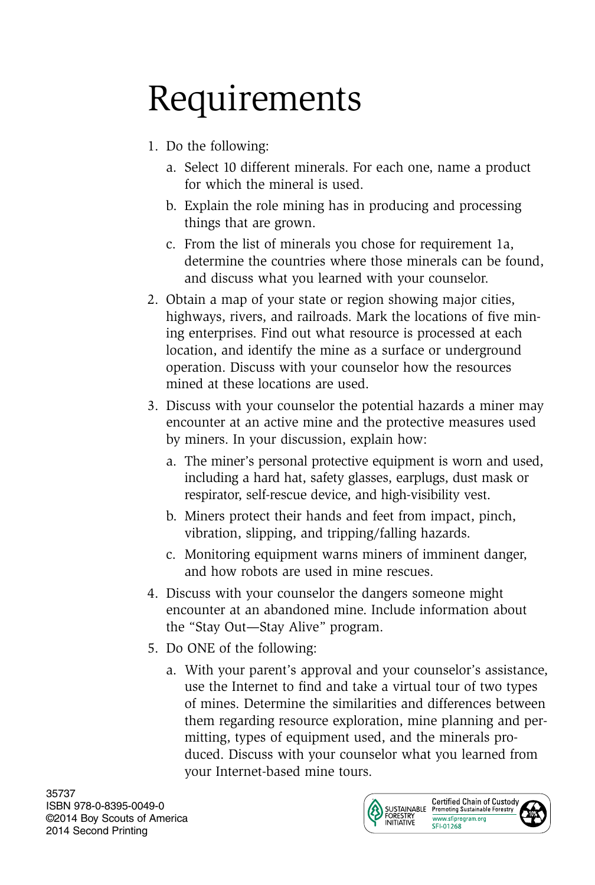# Requirements

1. Do the following:
   a. Select 10 different minerals. For each one, name a product for which the mineral is used.
   b. Explain the role mining has in producing and processing things that are grown.
   c. From the list of minerals you chose for requirement 1a, determine the countries where those minerals can be found, and discuss what you learned with your counselor.
2. Obtain a map of your state or region showing major cities, highways, rivers, and railroads. Mark the locations of five mining enterprises. Find out what resource is processed at each location, and identify the mine as a surface or underground operation. Discuss with your counselor how the resources mined at these locations are used.
3. Discuss with your counselor the potential hazards a miner may encounter at an active mine and the protective measures used by miners. In your discussion, explain how:
   a. The miner's personal protective equipment is worn and used, including a hard hat, safety glasses, earplugs, dust mask or respirator, self-rescue device, and high-visibility vest.
   b. Miners protect their hands and feet from impact, pinch, vibration, slipping, and tripping/falling hazards.
   c. Monitoring equipment warns miners of imminent danger, and how robots are used in mine rescues.
4. Discuss with your counselor the dangers someone might encounter at an abandoned mine. Include information about the "Stay Out—Stay Alive" program.
5. Do ONE of the following:
   a. With your parent's approval and your counselor's assistance, use the Internet to find and take a virtual tour of two types of mines. Determine the similarities and differences between them regarding resource exploration, mine planning and permitting, types of equipment used, and the minerals produced. Discuss with your counselor what you learned from your Internet-based mine tours.

35737
ISBN 978-0-8395-0049-0
©2014 Boy Scouts of America
2014 Second Printing

SUSTAINABLE FORESTRY INITIATIVE — Certified Chain of Custody, Promoting Sustainable Forestry, www.sfiprogram.org, SFI-01268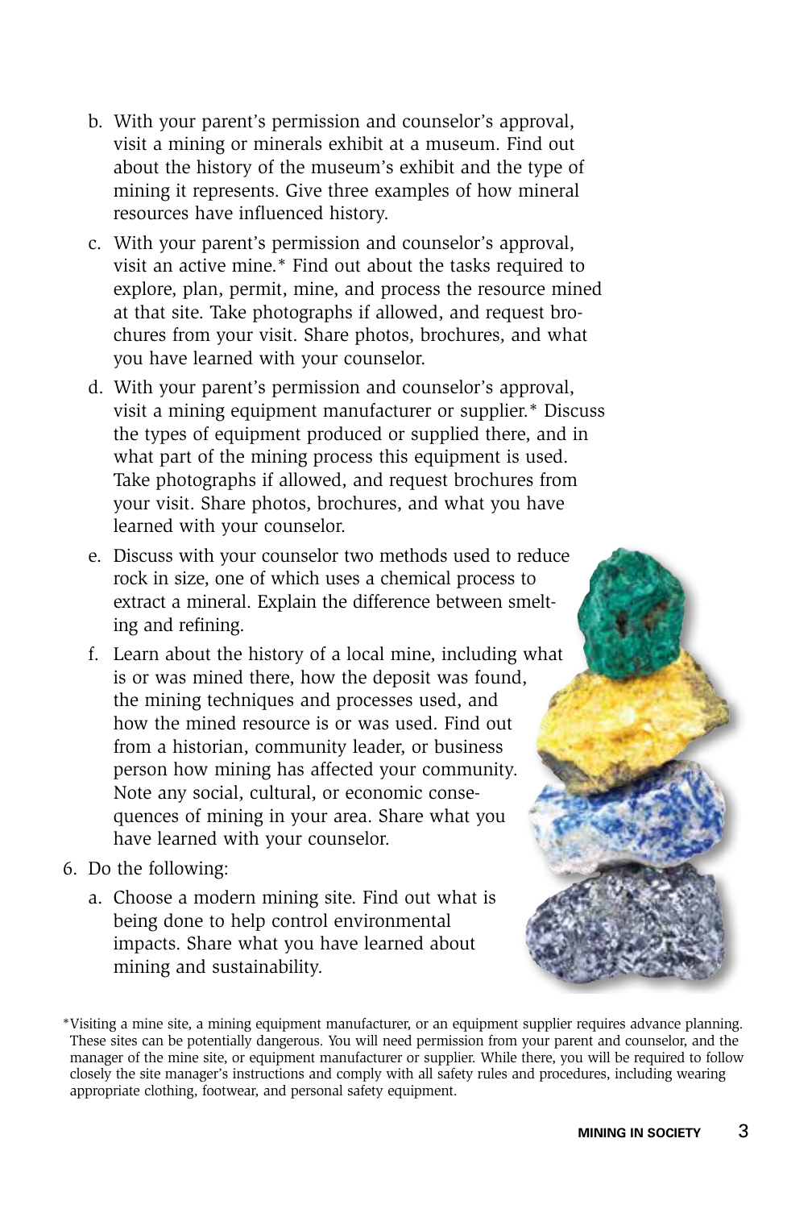b. With your parent's permission and counselor's approval, visit a mining or minerals exhibit at a museum. Find out about the history of the museum's exhibit and the type of mining it represents. Give three examples of how mineral resources have influenced history.

c. With your parent's permission and counselor's approval, visit an active mine.* Find out about the tasks required to explore, plan, permit, mine, and process the resource mined at that site. Take photographs if allowed, and request brochures from your visit. Share photos, brochures, and what you have learned with your counselor.

d. With your parent's permission and counselor's approval, visit a mining equipment manufacturer or supplier.* Discuss the types of equipment produced or supplied there, and in what part of the mining process this equipment is used. Take photographs if allowed, and request brochures from your visit. Share photos, brochures, and what you have learned with your counselor.

e. Discuss with your counselor two methods used to reduce rock in size, one of which uses a chemical process to extract a mineral. Explain the difference between smelting and refining.

f. Learn about the history of a local mine, including what is or was mined there, how the deposit was found, the mining techniques and processes used, and how the mined resource is or was used. Find out from a historian, community leader, or business person how mining has affected your community. Note any social, cultural, or economic consequences of mining in your area. Share what you have learned with your counselor.

6. Do the following:

   a. Choose a modern mining site. Find out what is being done to help control environmental impacts. Share what you have learned about mining and sustainability.

*Visiting a mine site, a mining equipment manufacturer, or an equipment supplier requires advance planning. These sites can be potentially dangerous. You will need permission from your parent and counselor, and the manager of the mine site, or equipment manufacturer or supplier. While there, you will be required to follow closely the site manager's instructions and comply with all safety rules and procedures, including wearing appropriate clothing, footwear, and personal safety equipment.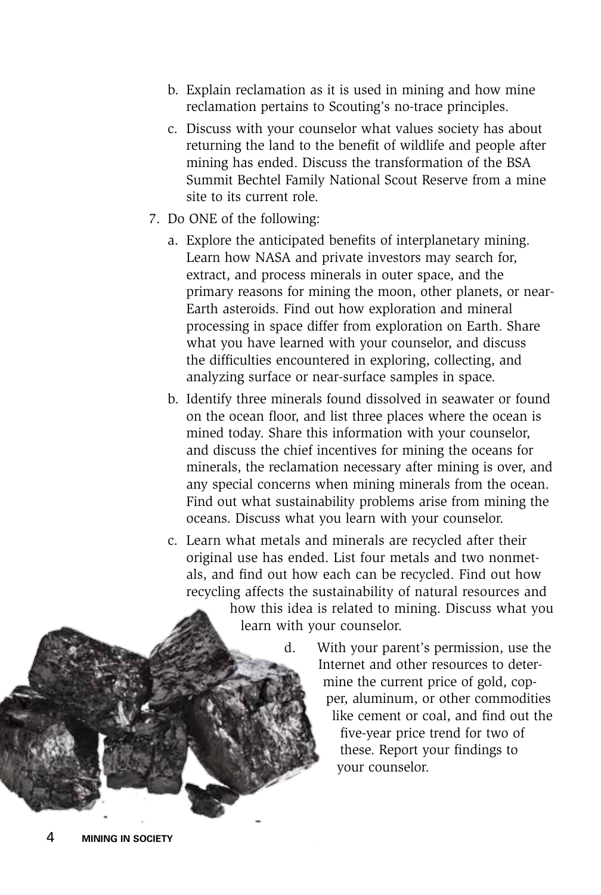b. Explain reclamation as it is used in mining and how mine reclamation pertains to Scouting's no-trace principles.

c. Discuss with your counselor what values society has about returning the land to the benefit of wildlife and people after mining has ended. Discuss the transformation of the BSA Summit Bechtel Family National Scout Reserve from a mine site to its current role.

7. Do ONE of the following:

   a. Explore the anticipated benefits of interplanetary mining. Learn how NASA and private investors may search for, extract, and process minerals in outer space, and the primary reasons for mining the moon, other planets, or near-Earth asteroids. Find out how exploration and mineral processing in space differ from exploration on Earth. Share what you have learned with your counselor, and discuss the difficulties encountered in exploring, collecting, and analyzing surface or near-surface samples in space.

   b. Identify three minerals found dissolved in seawater or found on the ocean floor, and list three places where the ocean is mined today. Share this information with your counselor, and discuss the chief incentives for mining the oceans for minerals, the reclamation necessary after mining is over, and any special concerns when mining minerals from the ocean. Find out what sustainability problems arise from mining the oceans. Discuss what you learn with your counselor.

   c. Learn what metals and minerals are recycled after their original use has ended. List four metals and two nonmetals, and find out how each can be recycled. Find out how recycling affects the sustainability of natural resources and how this idea is related to mining. Discuss what you learn with your counselor.

   d. With your parent's permission, use the Internet and other resources to determine the current price of gold, copper, aluminum, or other commodities like cement or coal, and find out the five-year price trend for two of these. Report your findings to your counselor.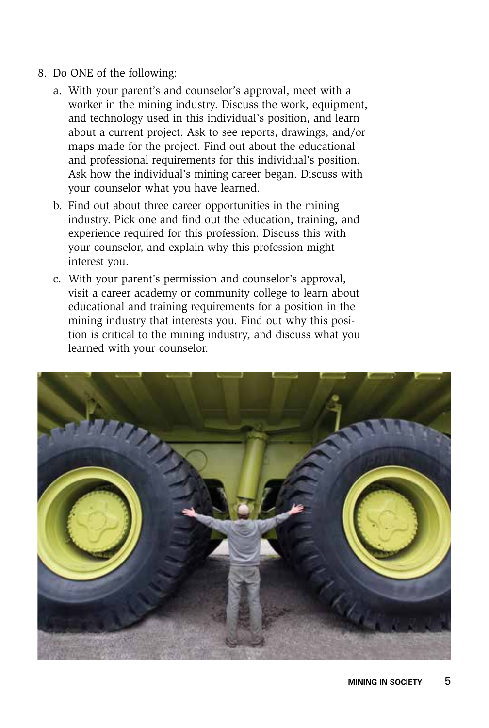8. Do ONE of the following:

   a. With your parent's and counselor's approval, meet with a worker in the mining industry. Discuss the work, equipment, and technology used in this individual's position, and learn about a current project. Ask to see reports, drawings, and/or maps made for the project. Find out about the educational and professional requirements for this individual's position. Ask how the individual's mining career began. Discuss with your counselor what you have learned.

   b. Find out about three career opportunities in the mining industry. Pick one and find out the education, training, and experience required for this profession. Discuss this with your counselor, and explain why this profession might interest you.

   c. With your parent's permission and counselor's approval, visit a career academy or community college to learn about educational and training requirements for a position in the mining industry that interests you. Find out why this position is critical to the mining industry, and discuss what you learned with your counselor.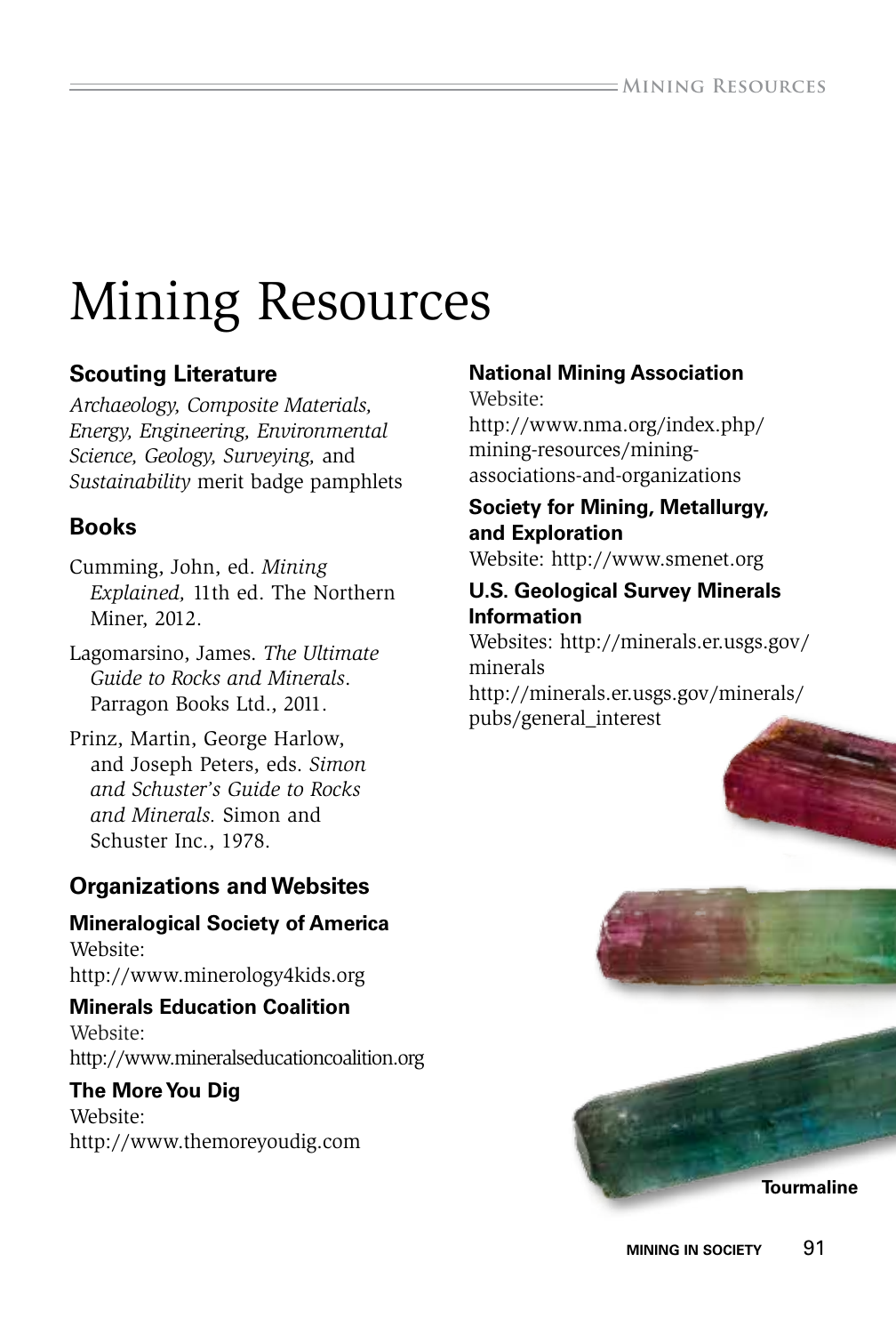# Mining Resources

## Scouting Literature

*Archaeology, Composite Materials, Energy, Engineering, Environmental Science, Geology, Surveying,* and *Sustainability* merit badge pamphlets

## Books

Cumming, John, ed. *Mining Explained,* 11th ed. The Northern Miner, 2012.

Lagomarsino, James. *The Ultimate Guide to Rocks and Minerals*. Parragon Books Ltd., 2011.

Prinz, Martin, George Harlow, and Joseph Peters, eds. *Simon and Schuster's Guide to Rocks and Minerals.* Simon and Schuster Inc., 1978.

## Organizations and Websites

**Mineralogical Society of America**
Website:
http://www.minerology4kids.org

**Minerals Education Coalition**
Website:
http://www.mineralseducationcoalition.org

**The More You Dig**
Website:
http://www.themoreyoudig.com

**National Mining Association**
Website:
http://www.nma.org/index.php/mining-resources/mining-associations-and-organizations

**Society for Mining, Metallurgy, and Exploration**
Website: http://www.smenet.org

**U.S. Geological Survey Minerals Information**
Websites: http://minerals.er.usgs.gov/minerals
http://minerals.er.usgs.gov/minerals/pubs/general_interest

Tourmaline